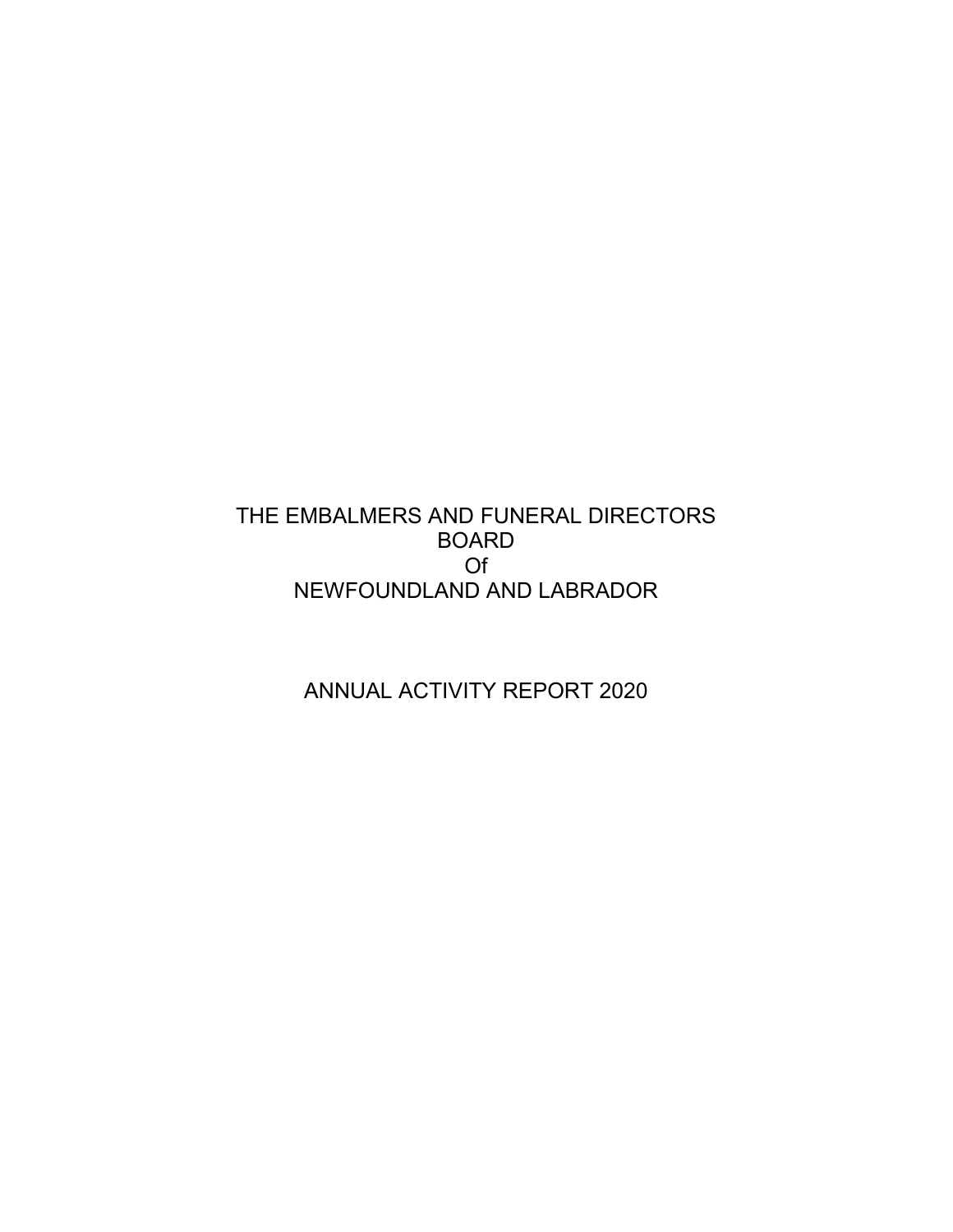# THE EMBALMERS AND FUNERAL DIRECTORS BOARD Of NEWFOUNDLAND AND LABRADOR

## ANNUAL ACTIVITY REPORT 2020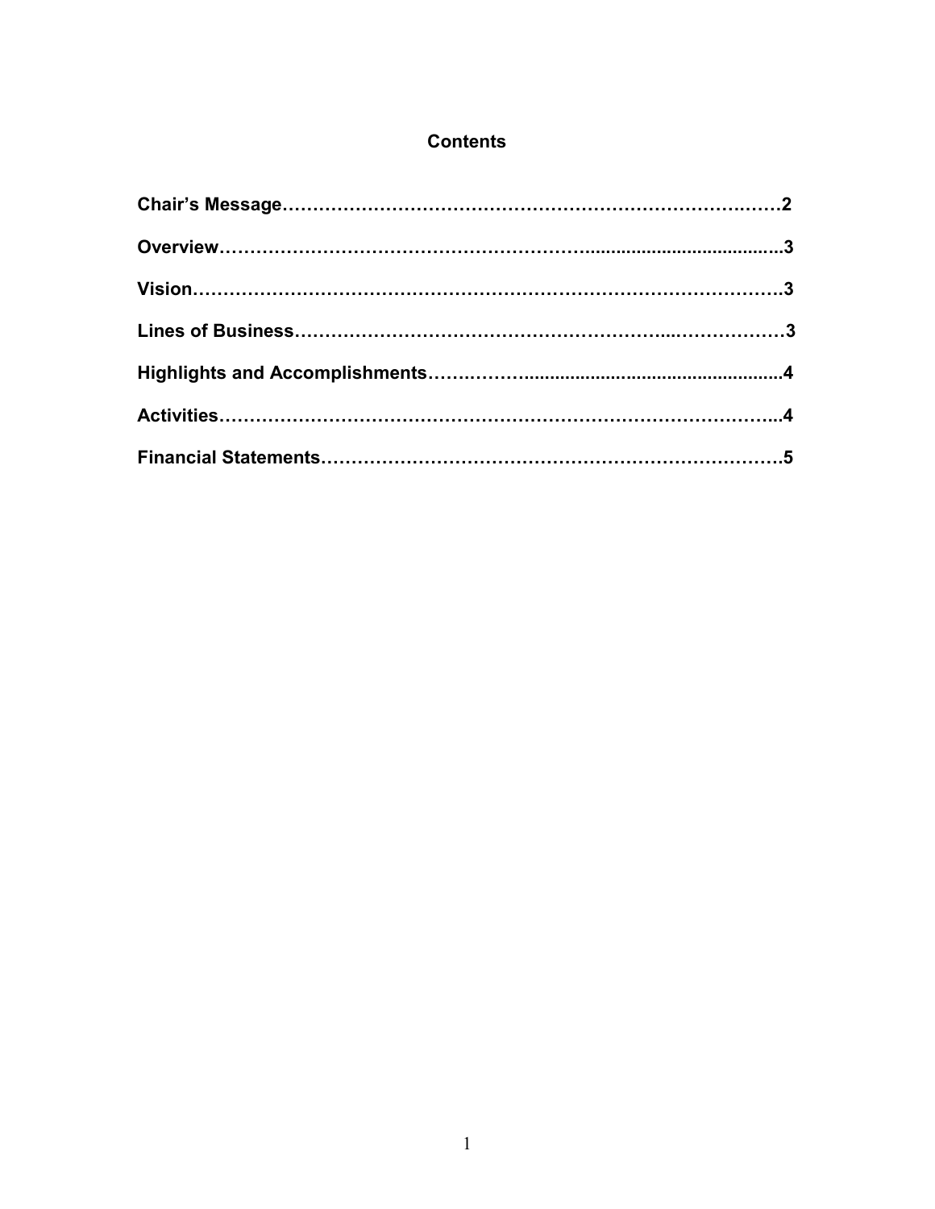## Contents

**Chair's Message……………………………………………………………….……2**

**Overview…………………………………………….…....................................3**

**Vision……………………………………………………………………………….3**

**Lines of Business……………………………………………...………………3**

**Highlights and Accomplishments……………..............................................4**

**Activities…………………………………………………………………………..4**

**Financial Statements………………………………………………………………5**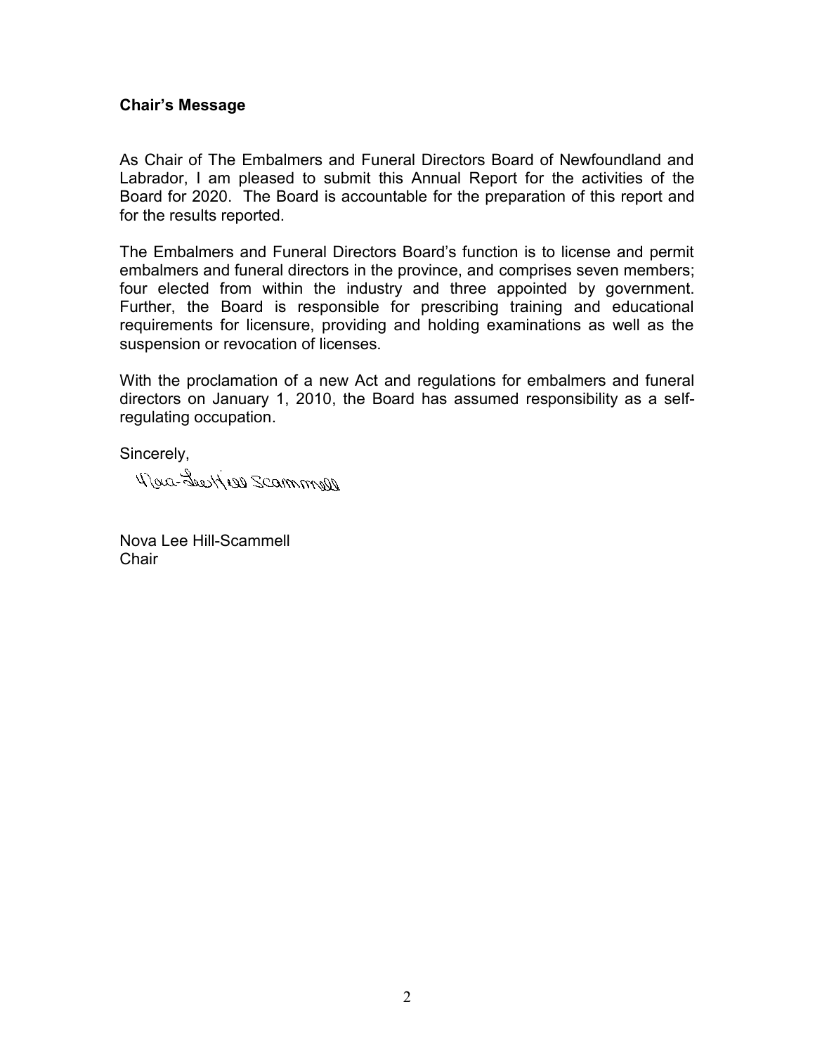**Chair's Message**

As Chair of The Embalmers and Funeral Directors Board of Newfoundland and Labrador, I am pleased to submit this Annual Report for the activities of the Board for 2020. The Board is accountable for the preparation of this report and for the results reported.

The Embalmers and Funeral Directors Board's function is to license and permit embalmers and funeral directors in the province, and comprises seven members; four elected from within the industry and three appointed by government. Further, the Board is responsible for prescribing training and educational requirements for licensure, providing and holding examinations as well as the suspension or revocation of licenses.

With the proclamation of a new Act and regulations for embalmers and funeral directors on January 1, 2010, the Board has assumed responsibility as a self-regulating occupation.

Sincerely,

Nova Lee Hill-Scammell
Chair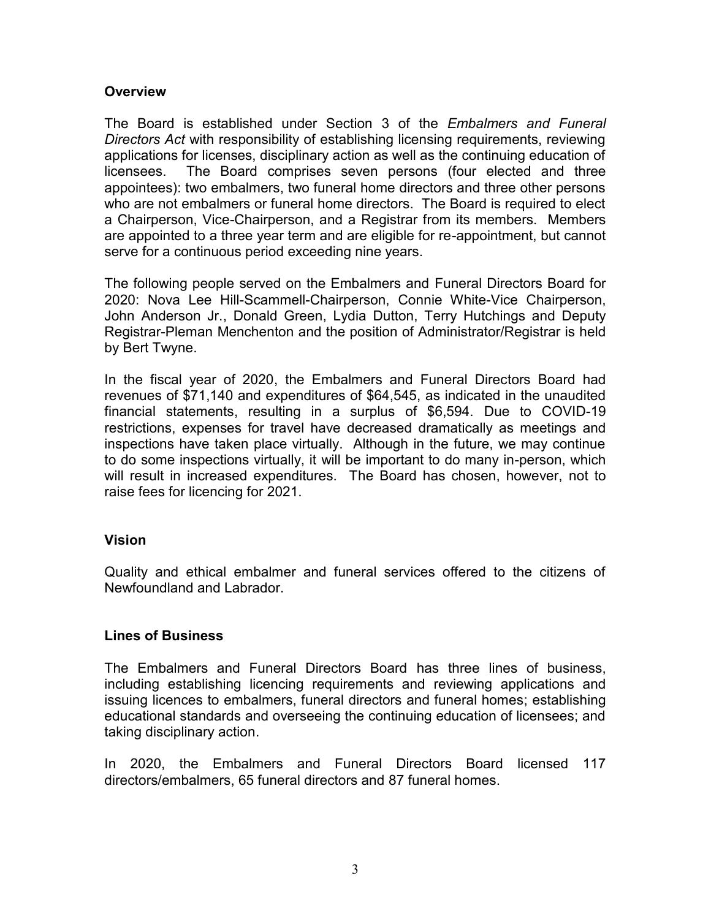## Overview

The Board is established under Section 3 of the *Embalmers and Funeral Directors Act* with responsibility of establishing licensing requirements, reviewing applications for licenses, disciplinary action as well as the continuing education of licensees. The Board comprises seven persons (four elected and three appointees): two embalmers, two funeral home directors and three other persons who are not embalmers or funeral home directors. The Board is required to elect a Chairperson, Vice-Chairperson, and a Registrar from its members. Members are appointed to a three year term and are eligible for re-appointment, but cannot serve for a continuous period exceeding nine years.

The following people served on the Embalmers and Funeral Directors Board for 2020: Nova Lee Hill-Scammell-Chairperson, Connie White-Vice Chairperson, John Anderson Jr., Donald Green, Lydia Dutton, Terry Hutchings and Deputy Registrar-Pleman Menchenton and the position of Administrator/Registrar is held by Bert Twyne.

In the fiscal year of 2020, the Embalmers and Funeral Directors Board had revenues of $71,140 and expenditures of $64,545, as indicated in the unaudited financial statements, resulting in a surplus of $6,594. Due to COVID-19 restrictions, expenses for travel have decreased dramatically as meetings and inspections have taken place virtually. Although in the future, we may continue to do some inspections virtually, it will be important to do many in-person, which will result in increased expenditures. The Board has chosen, however, not to raise fees for licencing for 2021.

## Vision

Quality and ethical embalmer and funeral services offered to the citizens of Newfoundland and Labrador.

## Lines of Business

The Embalmers and Funeral Directors Board has three lines of business, including establishing licencing requirements and reviewing applications and issuing licences to embalmers, funeral directors and funeral homes; establishing educational standards and overseeing the continuing education of licensees; and taking disciplinary action.

In 2020, the Embalmers and Funeral Directors Board licensed 117 directors/embalmers, 65 funeral directors and 87 funeral homes.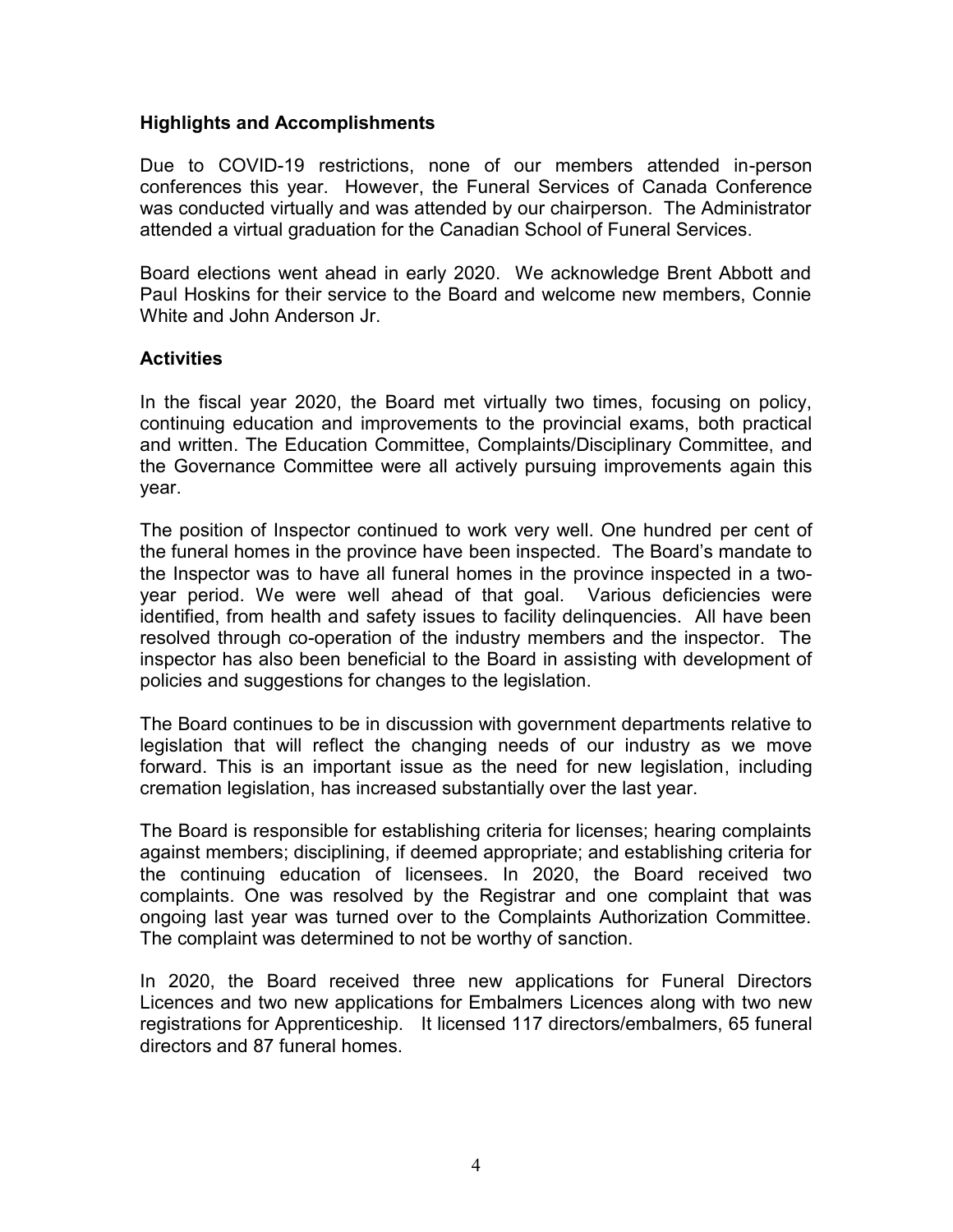**Highlights and Accomplishments**

Due to COVID-19 restrictions, none of our members attended in-person conferences this year. However, the Funeral Services of Canada Conference was conducted virtually and was attended by our chairperson. The Administrator attended a virtual graduation for the Canadian School of Funeral Services.

Board elections went ahead in early 2020. We acknowledge Brent Abbott and Paul Hoskins for their service to the Board and welcome new members, Connie White and John Anderson Jr.

**Activities**

In the fiscal year 2020, the Board met virtually two times, focusing on policy, continuing education and improvements to the provincial exams, both practical and written. The Education Committee, Complaints/Disciplinary Committee, and the Governance Committee were all actively pursuing improvements again this year.

The position of Inspector continued to work very well. One hundred per cent of the funeral homes in the province have been inspected. The Board's mandate to the Inspector was to have all funeral homes in the province inspected in a two-year period. We were well ahead of that goal. Various deficiencies were identified, from health and safety issues to facility delinquencies. All have been resolved through co-operation of the industry members and the inspector. The inspector has also been beneficial to the Board in assisting with development of policies and suggestions for changes to the legislation.

The Board continues to be in discussion with government departments relative to legislation that will reflect the changing needs of our industry as we move forward. This is an important issue as the need for new legislation, including cremation legislation, has increased substantially over the last year.

The Board is responsible for establishing criteria for licenses; hearing complaints against members; disciplining, if deemed appropriate; and establishing criteria for the continuing education of licensees. In 2020, the Board received two complaints. One was resolved by the Registrar and one complaint that was ongoing last year was turned over to the Complaints Authorization Committee. The complaint was determined to not be worthy of sanction.

In 2020, the Board received three new applications for Funeral Directors Licences and two new applications for Embalmers Licences along with two new registrations for Apprenticeship. It licensed 117 directors/embalmers, 65 funeral directors and 87 funeral homes.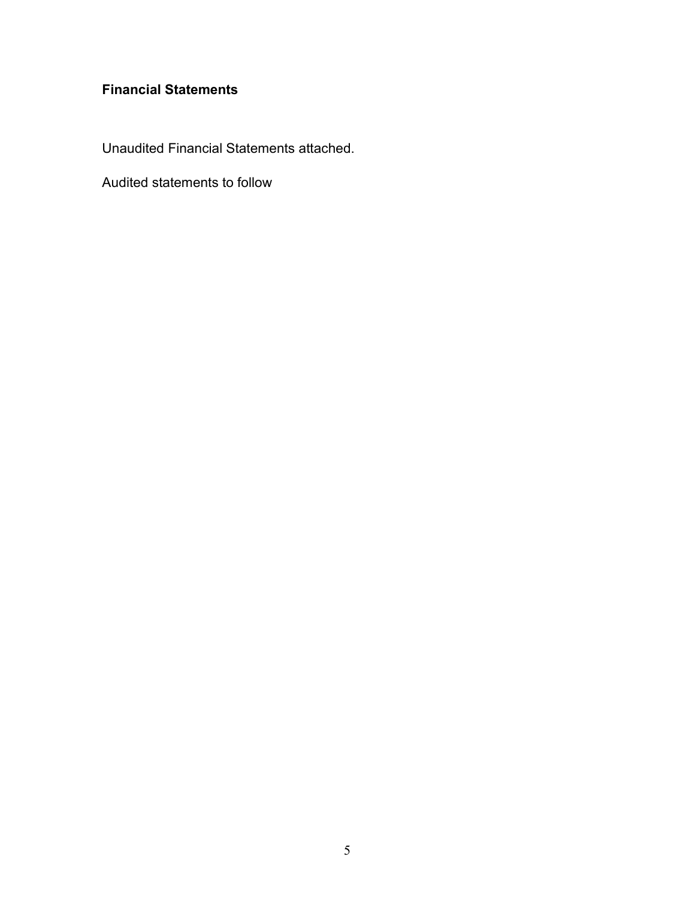## Financial Statements

Unaudited Financial Statements attached.

Audited statements to follow